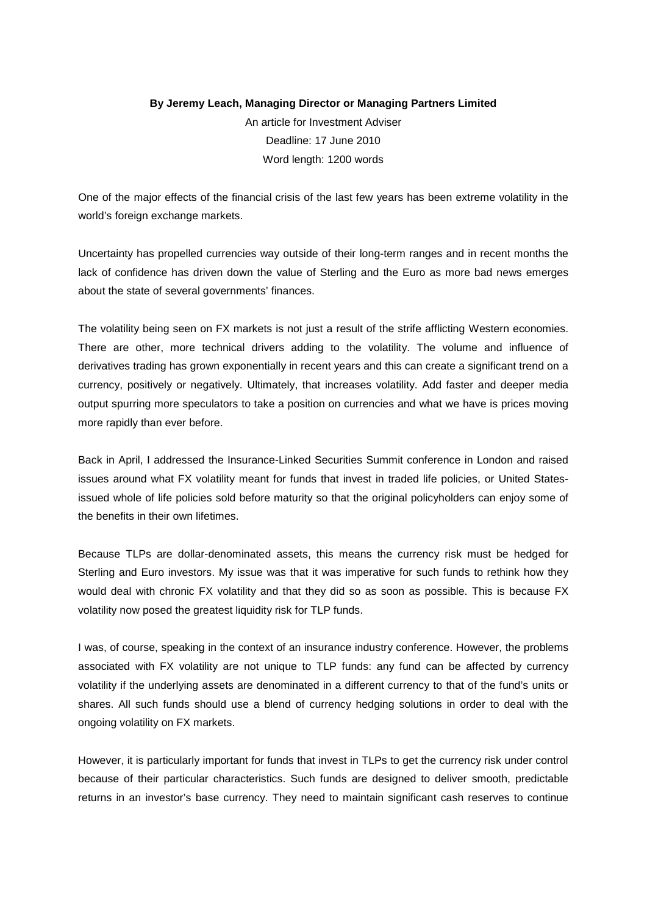**By Jeremy Leach, Managing Director or Managing Partners Limited**

An article for Investment Adviser

Deadline: 17 June 2010

Word length: 1200 words

One of the major effects of the financial crisis of the last few years has been extreme volatility in the world's foreign exchange markets.

Uncertainty has propelled currencies way outside of their long-term ranges and in recent months the lack of confidence has driven down the value of Sterling and the Euro as more bad news emerges about the state of several governments' finances.

The volatility being seen on FX markets is not just a result of the strife afflicting Western economies. There are other, more technical drivers adding to the volatility. The volume and influence of derivatives trading has grown exponentially in recent years and this can create a significant trend on a currency, positively or negatively. Ultimately, that increases volatility. Add faster and deeper media output spurring more speculators to take a position on currencies and what we have is prices moving more rapidly than ever before.

Back in April, I addressed the Insurance-Linked Securities Summit conference in London and raised issues around what FX volatility meant for funds that invest in traded life policies, or United States-issued whole of life policies sold before maturity so that the original policyholders can enjoy some of the benefits in their own lifetimes.

Because TLPs are dollar-denominated assets, this means the currency risk must be hedged for Sterling and Euro investors. My issue was that it was imperative for such funds to rethink how they would deal with chronic FX volatility and that they did so as soon as possible. This is because FX volatility now posed the greatest liquidity risk for TLP funds.

I was, of course, speaking in the context of an insurance industry conference. However, the problems associated with FX volatility are not unique to TLP funds: any fund can be affected by currency volatility if the underlying assets are denominated in a different currency to that of the fund's units or shares. All such funds should use a blend of currency hedging solutions in order to deal with the ongoing volatility on FX markets.

However, it is particularly important for funds that invest in TLPs to get the currency risk under control because of their particular characteristics. Such funds are designed to deliver smooth, predictable returns in an investor's base currency. They need to maintain significant cash reserves to continue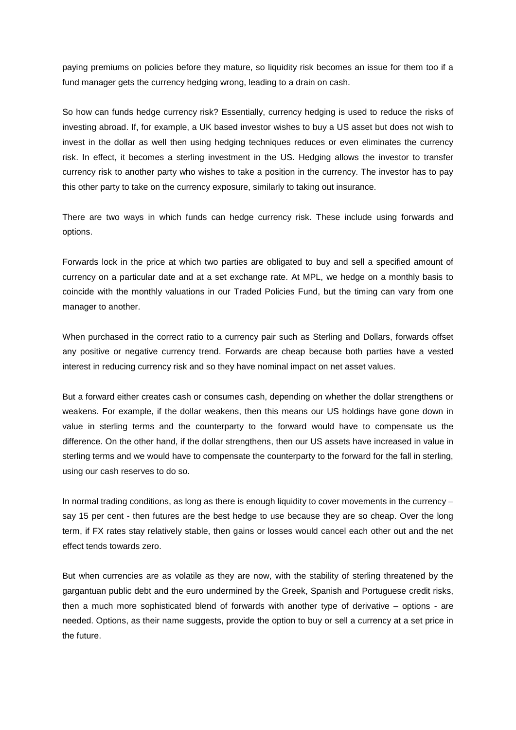paying premiums on policies before they mature, so liquidity risk becomes an issue for them too if a fund manager gets the currency hedging wrong, leading to a drain on cash.

So how can funds hedge currency risk? Essentially, currency hedging is used to reduce the risks of investing abroad. If, for example, a UK based investor wishes to buy a US asset but does not wish to invest in the dollar as well then using hedging techniques reduces or even eliminates the currency risk. In effect, it becomes a sterling investment in the US. Hedging allows the investor to transfer currency risk to another party who wishes to take a position in the currency. The investor has to pay this other party to take on the currency exposure, similarly to taking out insurance.

There are two ways in which funds can hedge currency risk. These include using forwards and options.

Forwards lock in the price at which two parties are obligated to buy and sell a specified amount of currency on a particular date and at a set exchange rate. At MPL, we hedge on a monthly basis to coincide with the monthly valuations in our Traded Policies Fund, but the timing can vary from one manager to another.

When purchased in the correct ratio to a currency pair such as Sterling and Dollars, forwards offset any positive or negative currency trend. Forwards are cheap because both parties have a vested interest in reducing currency risk and so they have nominal impact on net asset values.

But a forward either creates cash or consumes cash, depending on whether the dollar strengthens or weakens. For example, if the dollar weakens, then this means our US holdings have gone down in value in sterling terms and the counterparty to the forward would have to compensate us the difference. On the other hand, if the dollar strengthens, then our US assets have increased in value in sterling terms and we would have to compensate the counterparty to the forward for the fall in sterling, using our cash reserves to do so.

In normal trading conditions, as long as there is enough liquidity to cover movements in the currency – say 15 per cent - then futures are the best hedge to use because they are so cheap. Over the long term, if FX rates stay relatively stable, then gains or losses would cancel each other out and the net effect tends towards zero.

But when currencies are as volatile as they are now, with the stability of sterling threatened by the gargantuan public debt and the euro undermined by the Greek, Spanish and Portuguese credit risks, then a much more sophisticated blend of forwards with another type of derivative – options - are needed. Options, as their name suggests, provide the option to buy or sell a currency at a set price in the future.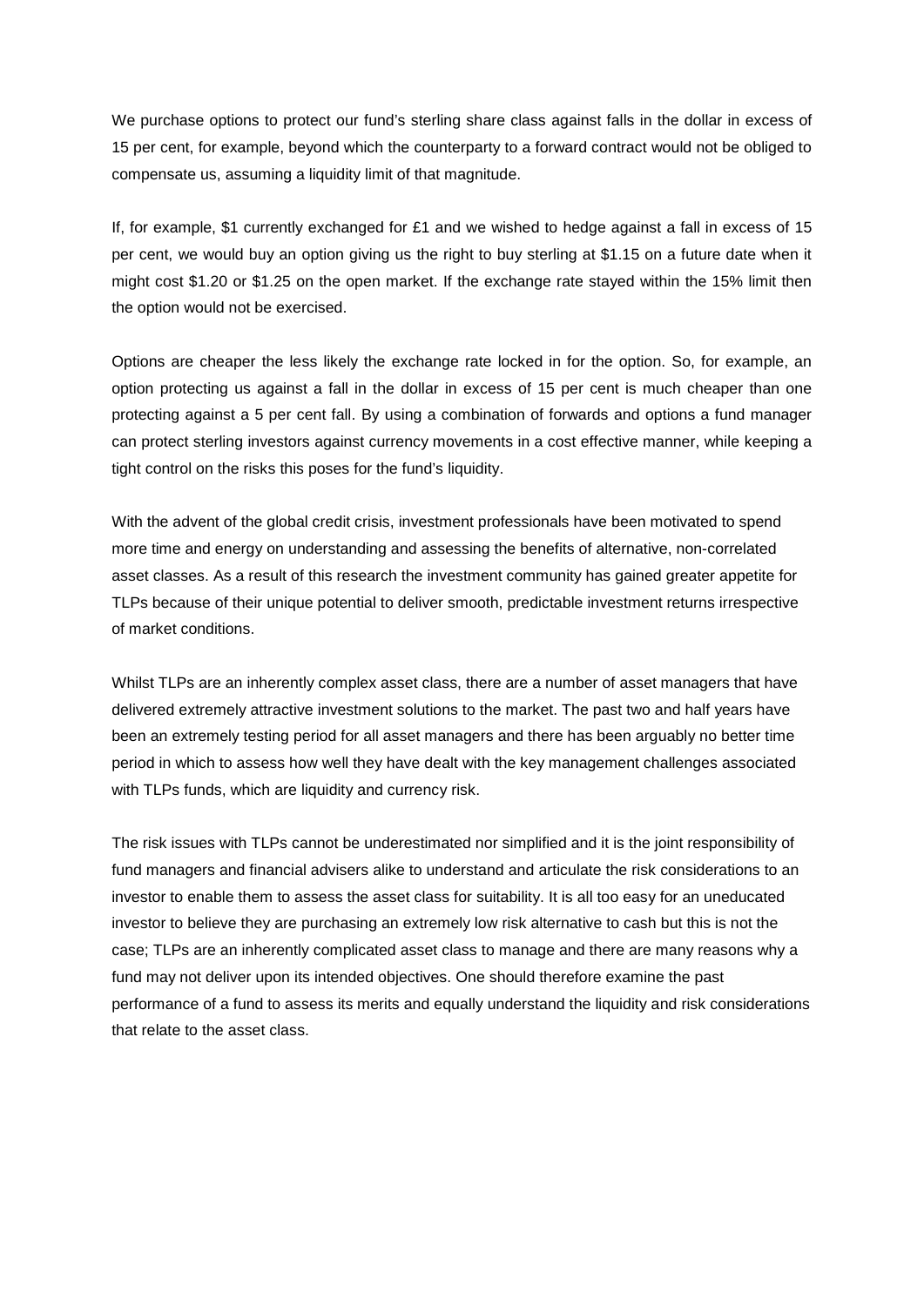We purchase options to protect our fund's sterling share class against falls in the dollar in excess of 15 per cent, for example, beyond which the counterparty to a forward contract would not be obliged to compensate us, assuming a liquidity limit of that magnitude.

If, for example, \$1 currently exchanged for £1 and we wished to hedge against a fall in excess of 15 per cent, we would buy an option giving us the right to buy sterling at \$1.15 on a future date when it might cost \$1.20 or \$1.25 on the open market. If the exchange rate stayed within the 15% limit then the option would not be exercised.

Options are cheaper the less likely the exchange rate locked in for the option. So, for example, an option protecting us against a fall in the dollar in excess of 15 per cent is much cheaper than one protecting against a 5 per cent fall. By using a combination of forwards and options a fund manager can protect sterling investors against currency movements in a cost effective manner, while keeping a tight control on the risks this poses for the fund's liquidity.

With the advent of the global credit crisis, investment professionals have been motivated to spend more time and energy on understanding and assessing the benefits of alternative, non-correlated asset classes. As a result of this research the investment community has gained greater appetite for TLPs because of their unique potential to deliver smooth, predictable investment returns irrespective of market conditions.

Whilst TLPs are an inherently complex asset class, there are a number of asset managers that have delivered extremely attractive investment solutions to the market. The past two and half years have been an extremely testing period for all asset managers and there has been arguably no better time period in which to assess how well they have dealt with the key management challenges associated with TLPs funds, which are liquidity and currency risk.

The risk issues with TLPs cannot be underestimated nor simplified and it is the joint responsibility of fund managers and financial advisers alike to understand and articulate the risk considerations to an investor to enable them to assess the asset class for suitability. It is all too easy for an uneducated investor to believe they are purchasing an extremely low risk alternative to cash but this is not the case; TLPs are an inherently complicated asset class to manage and there are many reasons why a fund may not deliver upon its intended objectives. One should therefore examine the past performance of a fund to assess its merits and equally understand the liquidity and risk considerations that relate to the asset class.